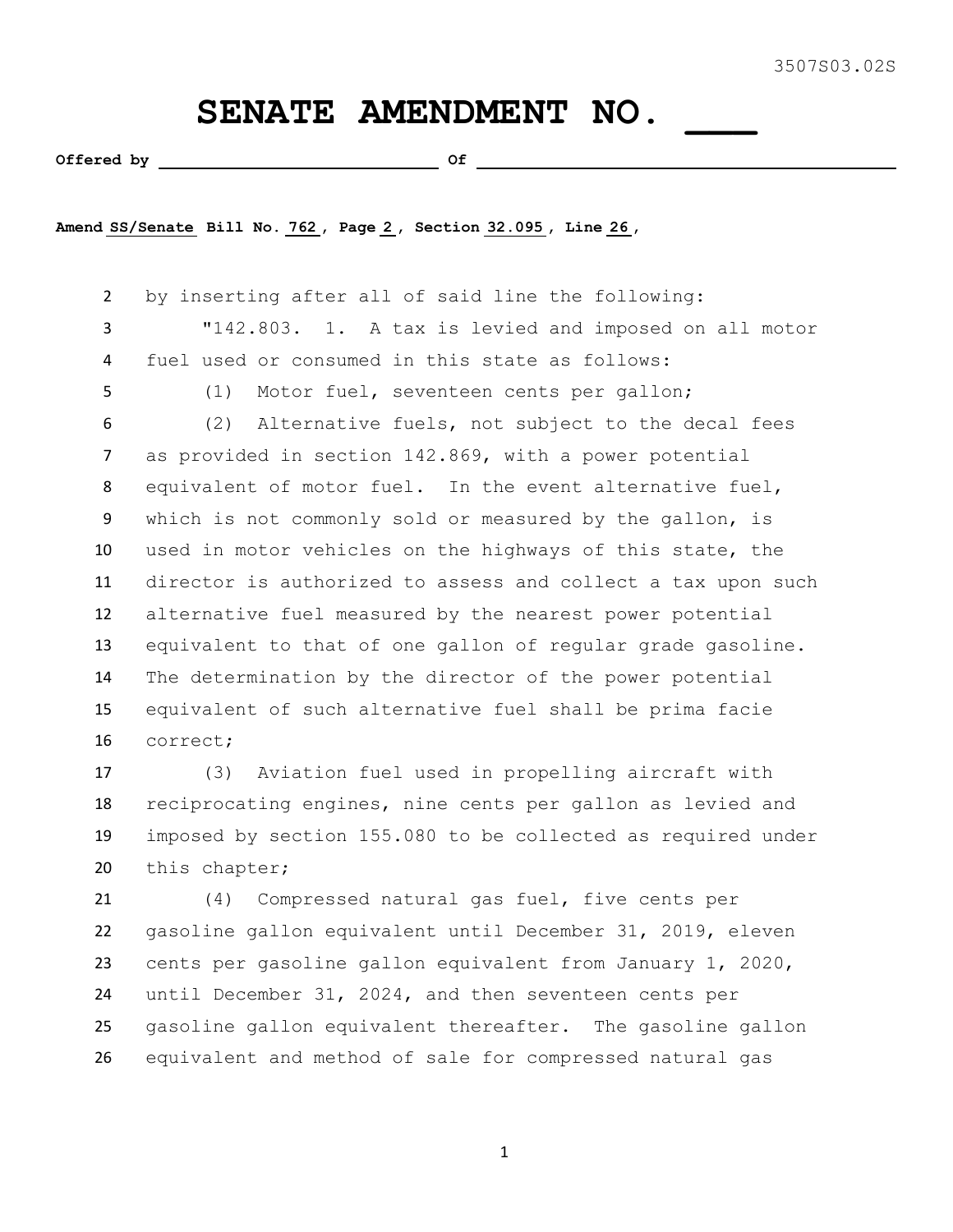3507S03.02S

# SENATE AMENDMENT NO. ___

**Offered by** ______________________________ **Of** ______________________________________________

**Amend** SS/Senate **Bill No.** 762 **, Page** 2 **, Section** 32.095 **, Line** 26 **,**

2 by inserting after all of said line the following:

3 "142.803. 1. A tax is levied and imposed on all motor

4 fuel used or consumed in this state as follows:

5 (1) Motor fuel, seventeen cents per gallon;

6 (2) Alternative fuels, not subject to the decal fees

7 as provided in section 142.869, with a power potential

8 equivalent of motor fuel. In the event alternative fuel,

9 which is not commonly sold or measured by the gallon, is

10 used in motor vehicles on the highways of this state, the

11 director is authorized to assess and collect a tax upon such

12 alternative fuel measured by the nearest power potential

13 equivalent to that of one gallon of regular grade gasoline.

14 The determination by the director of the power potential

15 equivalent of such alternative fuel shall be prima facie

16 correct;

17 (3) Aviation fuel used in propelling aircraft with

18 reciprocating engines, nine cents per gallon as levied and

19 imposed by section 155.080 to be collected as required under

20 this chapter;

21 (4) Compressed natural gas fuel, five cents per

22 gasoline gallon equivalent until December 31, 2019, eleven

23 cents per gasoline gallon equivalent from January 1, 2020,

24 until December 31, 2024, and then seventeen cents per

25 gasoline gallon equivalent thereafter. The gasoline gallon

26 equivalent and method of sale for compressed natural gas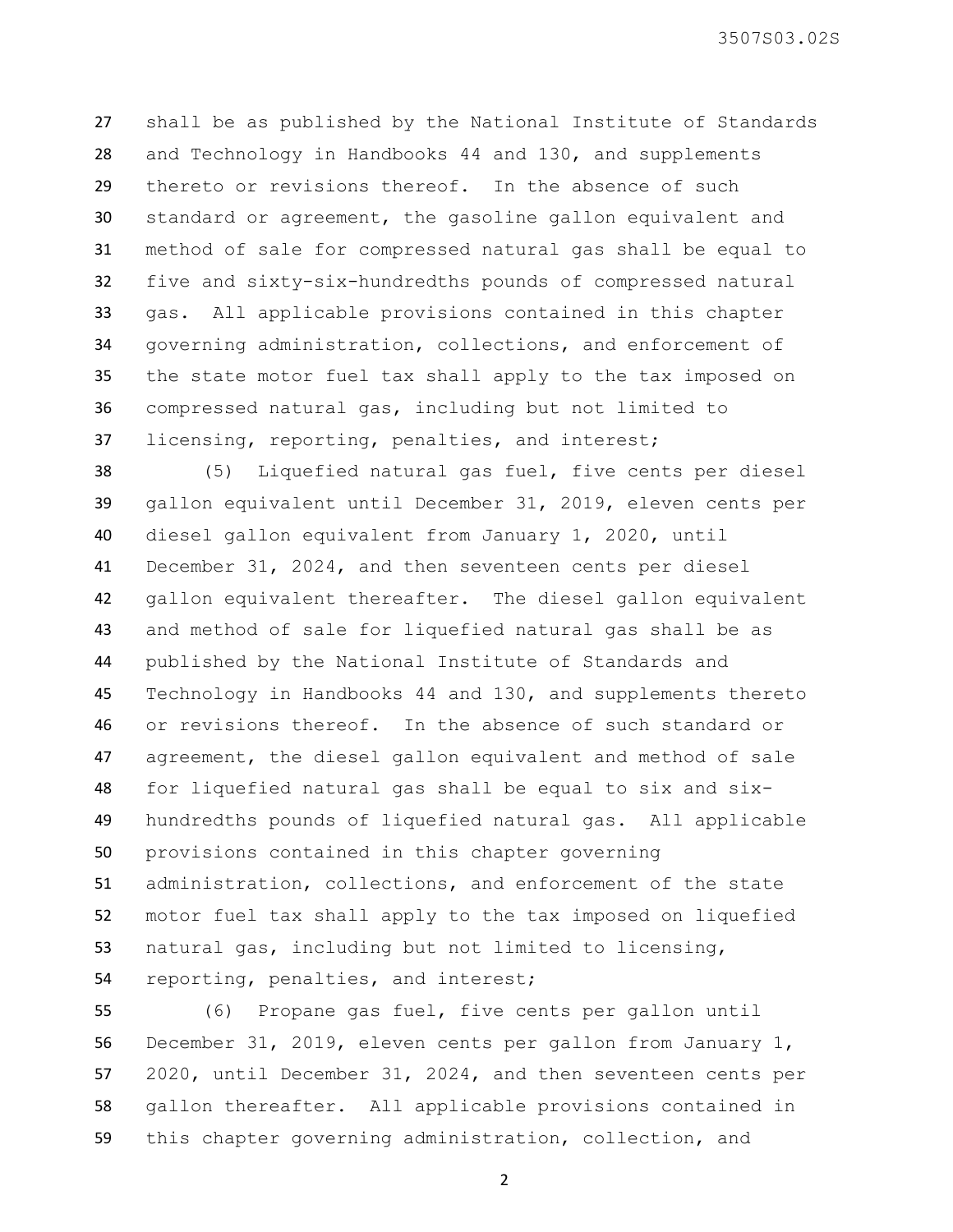shall be as published by the National Institute of Standards and Technology in Handbooks 44 and 130, and supplements thereto or revisions thereof. In the absence of such standard or agreement, the gasoline gallon equivalent and method of sale for compressed natural gas shall be equal to five and sixty-six-hundredths pounds of compressed natural gas. All applicable provisions contained in this chapter governing administration, collections, and enforcement of the state motor fuel tax shall apply to the tax imposed on compressed natural gas, including but not limited to licensing, reporting, penalties, and interest;

(5) Liquefied natural gas fuel, five cents per diesel gallon equivalent until December 31, 2019, eleven cents per diesel gallon equivalent from January 1, 2020, until December 31, 2024, and then seventeen cents per diesel gallon equivalent thereafter. The diesel gallon equivalent and method of sale for liquefied natural gas shall be as published by the National Institute of Standards and Technology in Handbooks 44 and 130, and supplements thereto or revisions thereof. In the absence of such standard or agreement, the diesel gallon equivalent and method of sale for liquefied natural gas shall be equal to six and six-hundredths pounds of liquefied natural gas. All applicable provisions contained in this chapter governing administration, collections, and enforcement of the state motor fuel tax shall apply to the tax imposed on liquefied natural gas, including but not limited to licensing, reporting, penalties, and interest;

(6) Propane gas fuel, five cents per gallon until December 31, 2019, eleven cents per gallon from January 1, 2020, until December 31, 2024, and then seventeen cents per gallon thereafter. All applicable provisions contained in this chapter governing administration, collection, and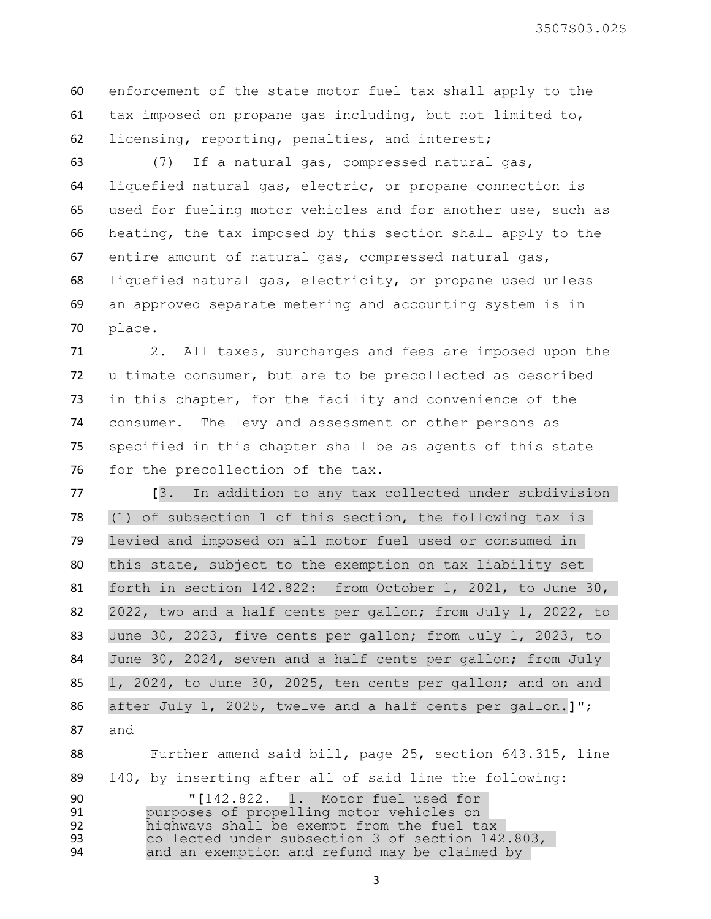enforcement of the state motor fuel tax shall apply to the tax imposed on propane gas including, but not limited to, licensing, reporting, penalties, and interest;

(7) If a natural gas, compressed natural gas, liquefied natural gas, electric, or propane connection is used for fueling motor vehicles and for another use, such as heating, the tax imposed by this section shall apply to the entire amount of natural gas, compressed natural gas, liquefied natural gas, electricity, or propane used unless an approved separate metering and accounting system is in place.

2. All taxes, surcharges and fees are imposed upon the ultimate consumer, but are to be precollected as described in this chapter, for the facility and convenience of the consumer. The levy and assessment on other persons as specified in this chapter shall be as agents of this state for the precollection of the tax.

[3. In addition to any tax collected under subdivision (1) of subsection 1 of this section, the following tax is levied and imposed on all motor fuel used or consumed in this state, subject to the exemption on tax liability set forth in section 142.822: from October 1, 2021, to June 30, 2022, two and a half cents per gallon; from July 1, 2022, to June 30, 2023, five cents per gallon; from July 1, 2023, to June 30, 2024, seven and a half cents per gallon; from July 1, 2024, to June 30, 2025, ten cents per gallon; and on and after July 1, 2025, twelve and a half cents per gallon.]"; and

Further amend said bill, page 25, section 643.315, line 140, by inserting after all of said line the following:

"[142.822. 1. Motor fuel used for purposes of propelling motor vehicles on highways shall be exempt from the fuel tax collected under subsection 3 of section 142.803, and an exemption and refund may be claimed by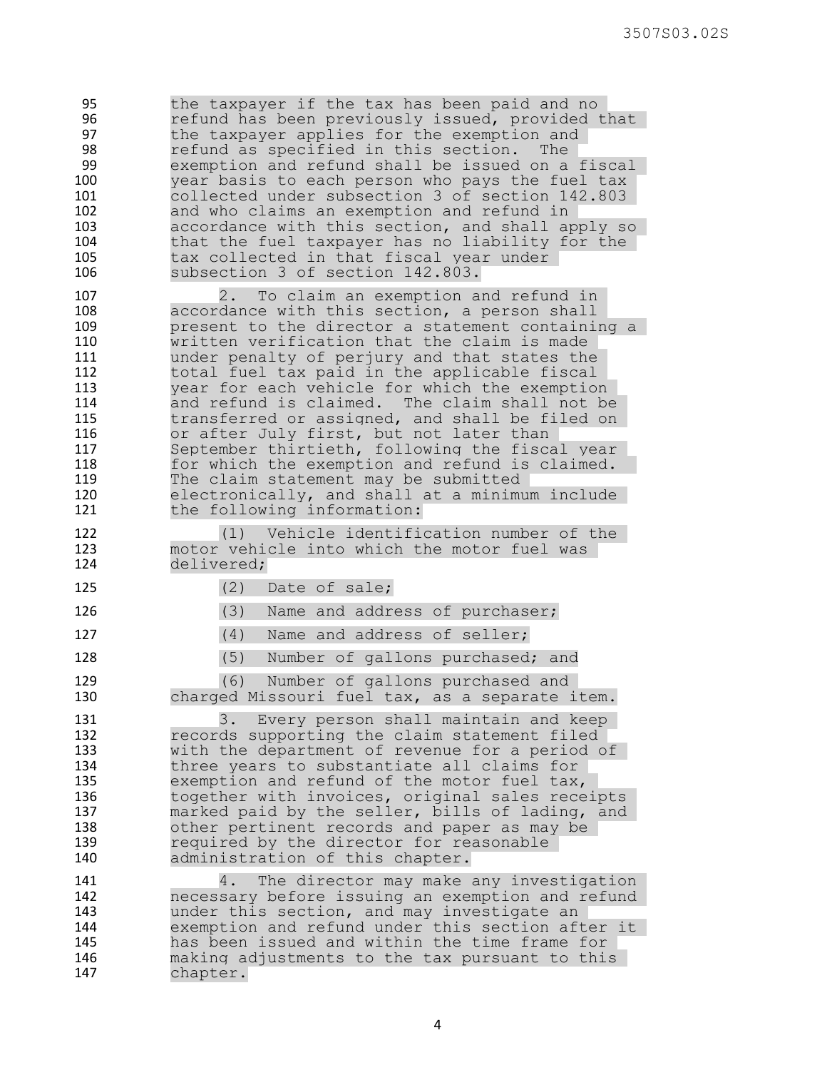the taxpayer if the tax has been paid and no refund has been previously issued, provided that the taxpayer applies for the exemption and refund as specified in this section. The exemption and refund shall be issued on a fiscal year basis to each person who pays the fuel tax collected under subsection 3 of section 142.803 and who claims an exemption and refund in accordance with this section, and shall apply so that the fuel taxpayer has no liability for the tax collected in that fiscal year under subsection 3 of section 142.803.

2. To claim an exemption and refund in accordance with this section, a person shall present to the director a statement containing a written verification that the claim is made under penalty of perjury and that states the total fuel tax paid in the applicable fiscal year for each vehicle for which the exemption and refund is claimed. The claim shall not be transferred or assigned, and shall be filed on or after July first, but not later than September thirtieth, following the fiscal year for which the exemption and refund is claimed. The claim statement may be submitted electronically, and shall at a minimum include the following information:

(1) Vehicle identification number of the motor vehicle into which the motor fuel was delivered;

(2) Date of sale;

(3) Name and address of purchaser;

(4) Name and address of seller;

(5) Number of gallons purchased; and

(6) Number of gallons purchased and charged Missouri fuel tax, as a separate item.

3. Every person shall maintain and keep records supporting the claim statement filed with the department of revenue for a period of three years to substantiate all claims for exemption and refund of the motor fuel tax, together with invoices, original sales receipts marked paid by the seller, bills of lading, and other pertinent records and paper as may be required by the director for reasonable administration of this chapter.

4. The director may make any investigation necessary before issuing an exemption and refund under this section, and may investigate an exemption and refund under this section after it has been issued and within the time frame for making adjustments to the tax pursuant to this chapter.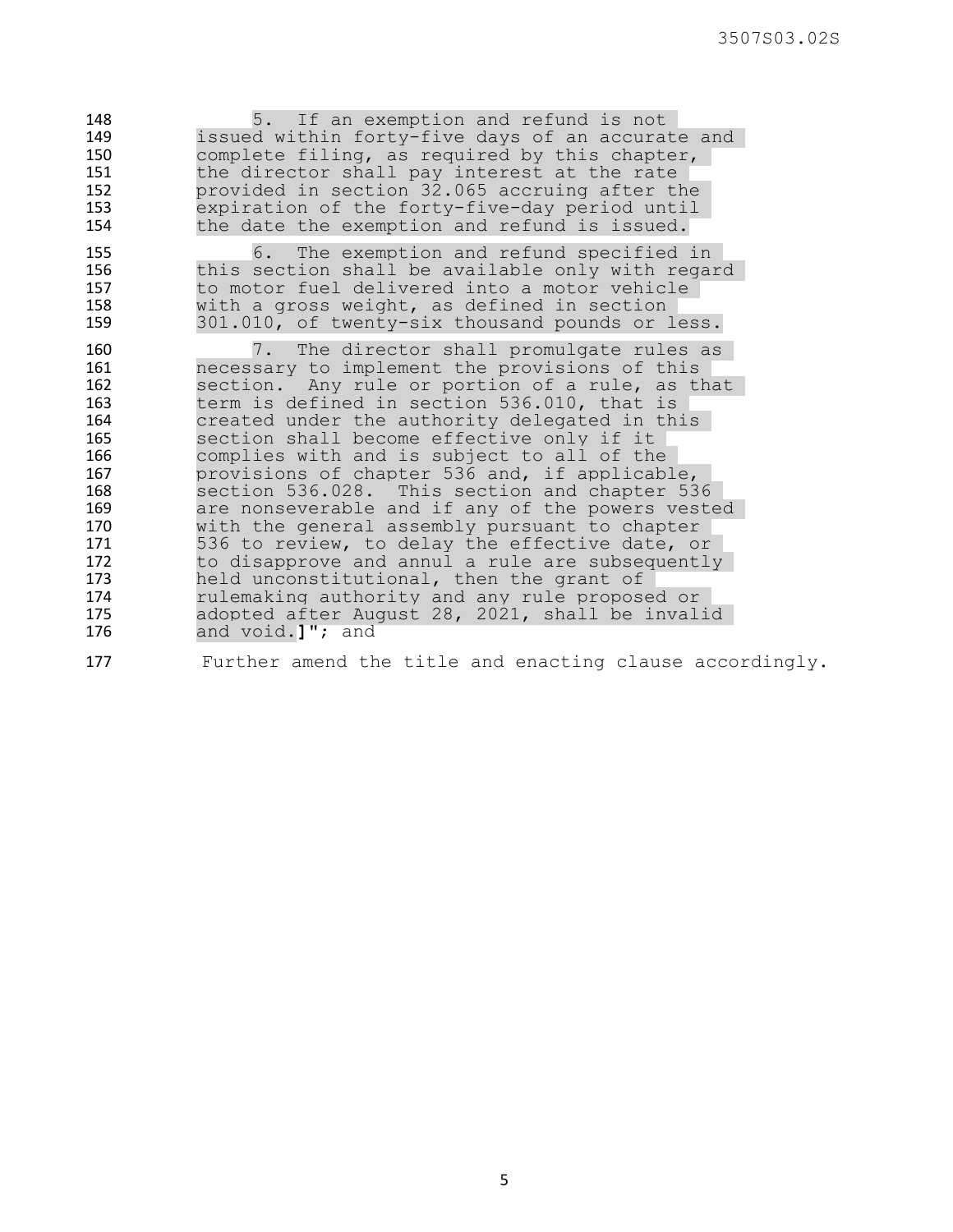5. If an exemption and refund is not issued within forty-five days of an accurate and complete filing, as required by this chapter, the director shall pay interest at the rate provided in section 32.065 accruing after the expiration of the forty-five-day period until the date the exemption and refund is issued.

6. The exemption and refund specified in this section shall be available only with regard to motor fuel delivered into a motor vehicle with a gross weight, as defined in section 301.010, of twenty-six thousand pounds or less.

7. The director shall promulgate rules as necessary to implement the provisions of this section. Any rule or portion of a rule, as that term is defined in section 536.010, that is created under the authority delegated in this section shall become effective only if it complies with and is subject to all of the provisions of chapter 536 and, if applicable, section 536.028. This section and chapter 536 are nonseverable and if any of the powers vested with the general assembly pursuant to chapter 536 to review, to delay the effective date, or to disapprove and annul a rule are subsequently held unconstitutional, then the grant of rulemaking authority and any rule proposed or adopted after August 28, 2021, shall be invalid and void.**]**"; and

Further amend the title and enacting clause accordingly.